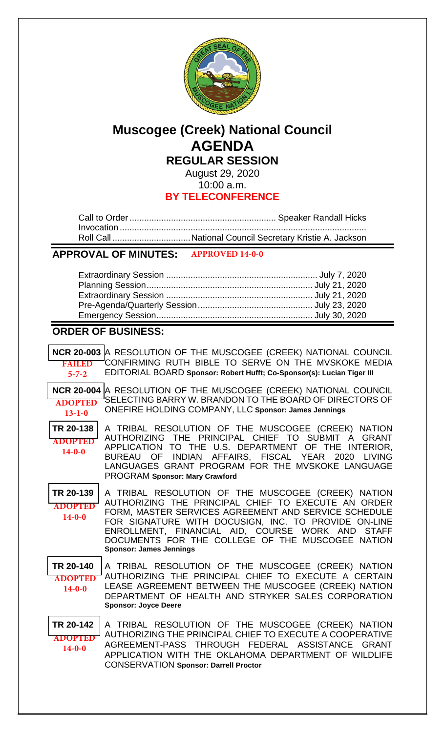# Muscogee (Creek) National Council
# AGENDA
## REGULAR SESSION

August 29, 2020
10:00 a.m.
**BY TELECONFERENCE**

Call to Order ........................................................... Speaker Randall Hicks
Invocation ....................................................................................................
Roll Call ................................National Council Secretary Kristie A. Jackson

## APPROVAL OF MINUTES: APPROVED 14-0-0

Extraordinary Session ............................................................ July 7, 2020
Planning Session.................................................................... July 21, 2020
Extraordinary Session ........................................................... July 21, 2020
Pre-Agenda/Quarterly Session.............................................. July 23, 2020
Emergency Session................................................................ July 30, 2020

## ORDER OF BUSINESS:

**NCR 20-003** FAILED 5-7-2 — A RESOLUTION OF THE MUSCOGEE (CREEK) NATIONAL COUNCIL CONFIRMING RUTH BIBLE TO SERVE ON THE MVSKOKE MEDIA EDITORIAL BOARD **Sponsor: Robert Hufft; Co-Sponsor(s): Lucian Tiger III**

**NCR 20-004** ADOPTED 13-1-0 — A RESOLUTION OF THE MUSCOGEE (CREEK) NATIONAL COUNCIL SELECTING BARRY W. BRANDON TO THE BOARD OF DIRECTORS OF ONEFIRE HOLDING COMPANY, LLC **Sponsor: James Jennings**

**TR 20-138** ADOPTED 14-0-0 — A TRIBAL RESOLUTION OF THE MUSCOGEE (CREEK) NATION AUTHORIZING THE PRINCIPAL CHIEF TO SUBMIT A GRANT APPLICATION TO THE U.S. DEPARTMENT OF THE INTERIOR, BUREAU OF INDIAN AFFAIRS, FISCAL YEAR 2020 LIVING LANGUAGES GRANT PROGRAM FOR THE MVSKOKE LANGUAGE PROGRAM **Sponsor: Mary Crawford**

**TR 20-139** ADOPTED 14-0-0 — A TRIBAL RESOLUTION OF THE MUSCOGEE (CREEK) NATION AUTHORIZING THE PRINCIPAL CHIEF TO EXECUTE AN ORDER FORM, MASTER SERVICES AGREEMENT AND SERVICE SCHEDULE FOR SIGNATURE WITH DOCUSIGN, INC. TO PROVIDE ON-LINE ENROLLMENT, FINANCIAL AID, COURSE WORK AND STAFF DOCUMENTS FOR THE COLLEGE OF THE MUSCOGEE NATION **Sponsor: James Jennings**

**TR 20-140** ADOPTED 14-0-0 — A TRIBAL RESOLUTION OF THE MUSCOGEE (CREEK) NATION AUTHORIZING THE PRINCIPAL CHIEF TO EXECUTE A CERTAIN LEASE AGREEMENT BETWEEN THE MUSCOGEE (CREEK) NATION DEPARTMENT OF HEALTH AND STRYKER SALES CORPORATION **Sponsor: Joyce Deere**

**TR 20-142** ADOPTED 14-0-0 — A TRIBAL RESOLUTION OF THE MUSCOGEE (CREEK) NATION AUTHORIZING THE PRINCIPAL CHIEF TO EXECUTE A COOPERATIVE AGREEMENT-PASS THROUGH FEDERAL ASSISTANCE GRANT APPLICATION WITH THE OKLAHOMA DEPARTMENT OF WILDLIFE CONSERVATION **Sponsor: Darrell Proctor**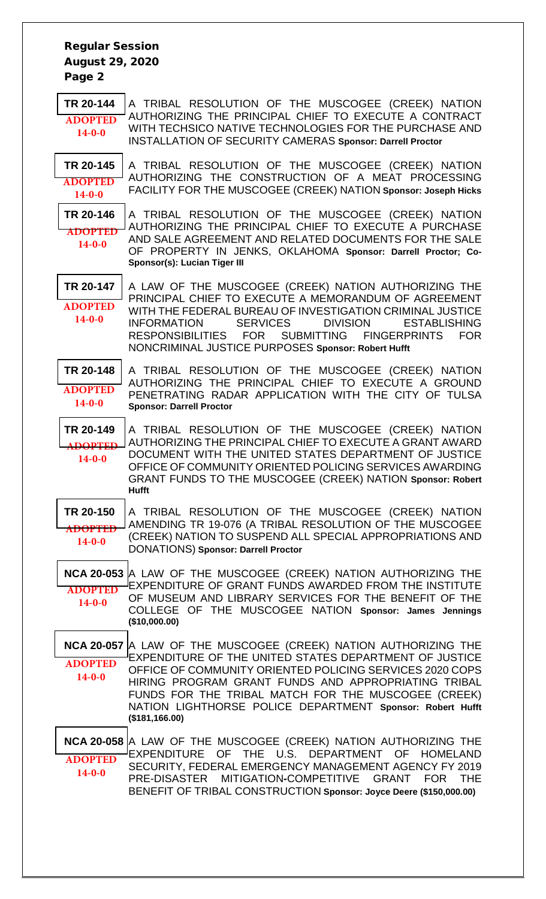**Regular Session**
**August 29, 2020**
**Page 2**

**TR 20-144** ADOPTED 14-0-0
A TRIBAL RESOLUTION OF THE MUSCOGEE (CREEK) NATION AUTHORIZING THE PRINCIPAL CHIEF TO EXECUTE A CONTRACT WITH TECHSICO NATIVE TECHNOLOGIES FOR THE PURCHASE AND INSTALLATION OF SECURITY CAMERAS **Sponsor: Darrell Proctor**

**TR 20-145** ADOPTED 14-0-0
A TRIBAL RESOLUTION OF THE MUSCOGEE (CREEK) NATION AUTHORIZING THE CONSTRUCTION OF A MEAT PROCESSING FACILITY FOR THE MUSCOGEE (CREEK) NATION **Sponsor: Joseph Hicks**

**TR 20-146** ADOPTED 14-0-0
A TRIBAL RESOLUTION OF THE MUSCOGEE (CREEK) NATION AUTHORIZING THE PRINCIPAL CHIEF TO EXECUTE A PURCHASE AND SALE AGREEMENT AND RELATED DOCUMENTS FOR THE SALE OF PROPERTY IN JENKS, OKLAHOMA **Sponsor: Darrell Proctor; Co-Sponsor(s): Lucian Tiger III**

**TR 20-147** ADOPTED 14-0-0
A LAW OF THE MUSCOGEE (CREEK) NATION AUTHORIZING THE PRINCIPAL CHIEF TO EXECUTE A MEMORANDUM OF AGREEMENT WITH THE FEDERAL BUREAU OF INVESTIGATION CRIMINAL JUSTICE INFORMATION SERVICES DIVISION ESTABLISHING RESPONSIBILITIES FOR SUBMITTING FINGERPRINTS FOR NONCRIMINAL JUSTICE PURPOSES **Sponsor: Robert Hufft**

**TR 20-148** ADOPTED 14-0-0
A TRIBAL RESOLUTION OF THE MUSCOGEE (CREEK) NATION AUTHORIZING THE PRINCIPAL CHIEF TO EXECUTE A GROUND PENETRATING RADAR APPLICATION WITH THE CITY OF TULSA **Sponsor: Darrell Proctor**

**TR 20-149** ADOPTED 14-0-0
A TRIBAL RESOLUTION OF THE MUSCOGEE (CREEK) NATION AUTHORIZING THE PRINCIPAL CHIEF TO EXECUTE A GRANT AWARD DOCUMENT WITH THE UNITED STATES DEPARTMENT OF JUSTICE OFFICE OF COMMUNITY ORIENTED POLICING SERVICES AWARDING GRANT FUNDS TO THE MUSCOGEE (CREEK) NATION **Sponsor: Robert Hufft**

**TR 20-150** ADOPTED 14-0-0
A TRIBAL RESOLUTION OF THE MUSCOGEE (CREEK) NATION AMENDING TR 19-076 (A TRIBAL RESOLUTION OF THE MUSCOGEE (CREEK) NATION TO SUSPEND ALL SPECIAL APPROPRIATIONS AND DONATIONS) **Sponsor: Darrell Proctor**

**NCA 20-053** ADOPTED 14-0-0
A LAW OF THE MUSCOGEE (CREEK) NATION AUTHORIZING THE EXPENDITURE OF GRANT FUNDS AWARDED FROM THE INSTITUTE OF MUSEUM AND LIBRARY SERVICES FOR THE BENEFIT OF THE COLLEGE OF THE MUSCOGEE NATION **Sponsor: James Jennings ($10,000.00)**

**NCA 20-057** ADOPTED 14-0-0
A LAW OF THE MUSCOGEE (CREEK) NATION AUTHORIZING THE EXPENDITURE OF THE UNITED STATES DEPARTMENT OF JUSTICE OFFICE OF COMMUNITY ORIENTED POLICING SERVICES 2020 COPS HIRING PROGRAM GRANT FUNDS AND APPROPRIATING TRIBAL FUNDS FOR THE TRIBAL MATCH FOR THE MUSCOGEE (CREEK) NATION LIGHTHORSE POLICE DEPARTMENT **Sponsor: Robert Hufft ($181,166.00)**

**NCA 20-058** ADOPTED 14-0-0
A LAW OF THE MUSCOGEE (CREEK) NATION AUTHORIZING THE EXPENDITURE OF THE U.S. DEPARTMENT OF HOMELAND SECURITY, FEDERAL EMERGENCY MANAGEMENT AGENCY FY 2019 PRE-DISASTER MITIGATION-COMPETITIVE GRANT FOR THE BENEFIT OF TRIBAL CONSTRUCTION **Sponsor: Joyce Deere ($150,000.00)**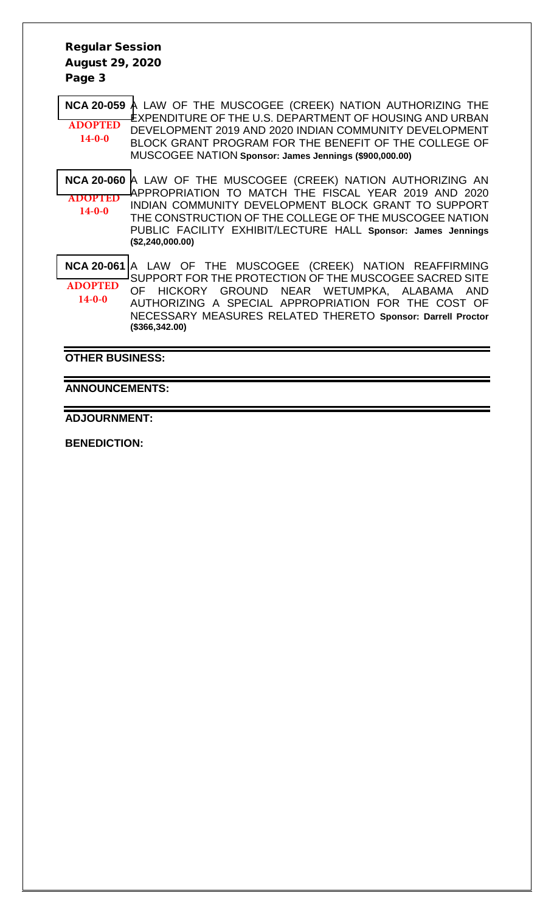**NCA 20-059** A LAW OF THE MUSCOGEE (CREEK) NATION AUTHORIZING THE EXPENDITURE OF THE U.S. DEPARTMENT OF HOUSING AND URBAN DEVELOPMENT 2019 AND 2020 INDIAN COMMUNITY DEVELOPMENT BLOCK GRANT PROGRAM FOR THE BENEFIT OF THE COLLEGE OF MUSCOGEE NATION **Sponsor: James Jennings ($900,000.00)**

**ADOPTED 14-0-0**

**NCA 20-060** A LAW OF THE MUSCOGEE (CREEK) NATION AUTHORIZING AN APPROPRIATION TO MATCH THE FISCAL YEAR 2019 AND 2020 INDIAN COMMUNITY DEVELOPMENT BLOCK GRANT TO SUPPORT THE CONSTRUCTION OF THE COLLEGE OF THE MUSCOGEE NATION PUBLIC FACILITY EXHIBIT/LECTURE HALL **Sponsor: James Jennings ($2,240,000.00)**

**ADOPTED 14-0-0**

**NCA 20-061** A LAW OF THE MUSCOGEE (CREEK) NATION REAFFIRMING SUPPORT FOR THE PROTECTION OF THE MUSCOGEE SACRED SITE OF HICKORY GROUND NEAR WETUMPKA, ALABAMA AND AUTHORIZING A SPECIAL APPROPRIATION FOR THE COST OF NECESSARY MEASURES RELATED THERETO **Sponsor: Darrell Proctor ($366,342.00)**

**ADOPTED 14-0-0**

**OTHER BUSINESS:**

**ANNOUNCEMENTS:**

**ADJOURNMENT:**

**BENEDICTION:**